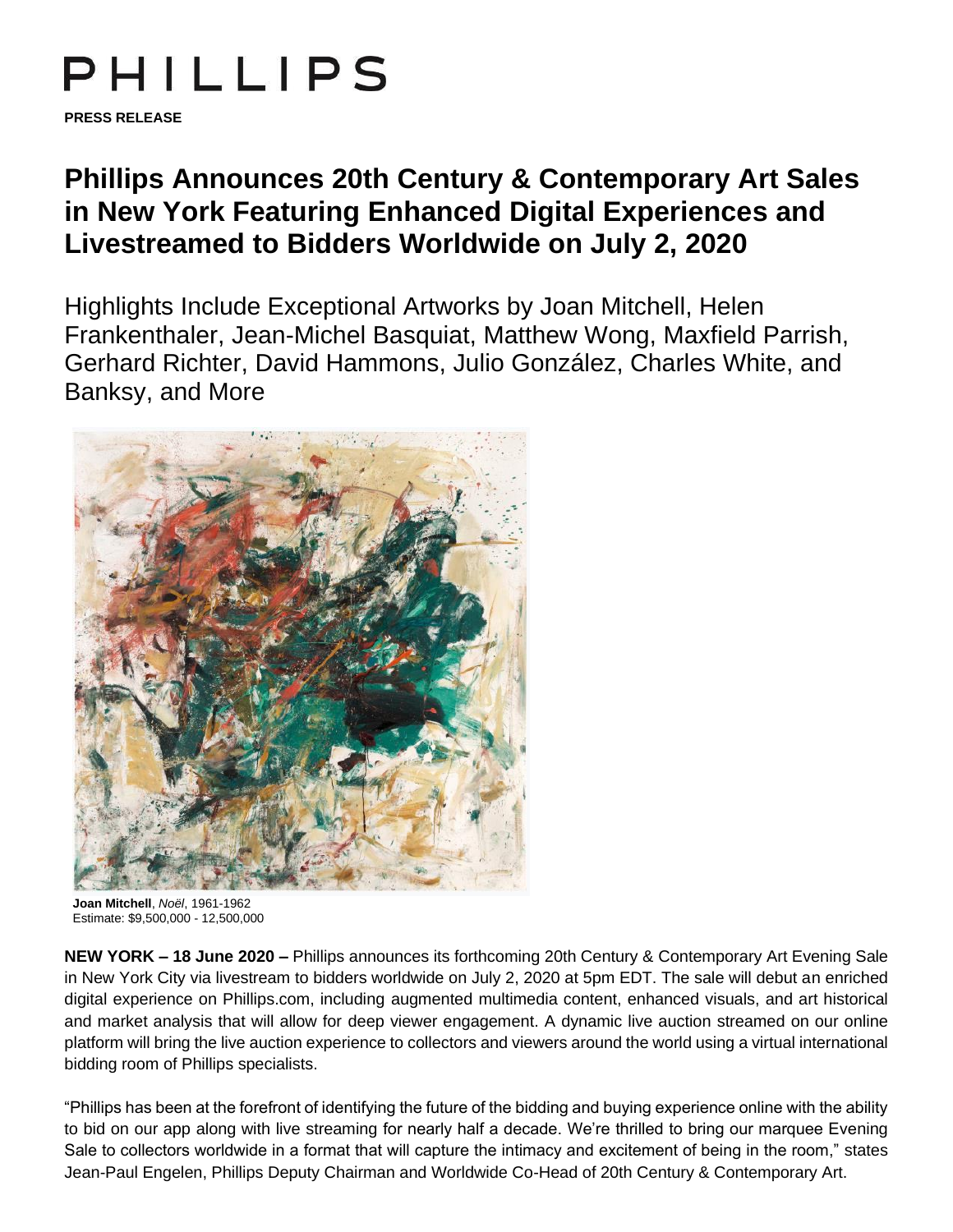# PHILLIPS

**PRESS RELEASE**

# Phillips Announces 20th Century & Contemporary Art Sales in New York Featuring Enhanced Digital Experiences and Livestreamed to Bidders Worldwide on July 2, 2020

## Highlights Include Exceptional Artworks by Joan Mitchell, Helen Frankenthaler, Jean-Michel Basquiat, Matthew Wong, Maxfield Parrish, Gerhard Richter, David Hammons, Julio González, Charles White, and Banksy, and More

**Joan Mitchell**, *Noël*, 1961-1962
Estimate: $9,500,000 - 12,500,000

**NEW YORK – 18 June 2020 –** Phillips announces its forthcoming 20th Century & Contemporary Art Evening Sale in New York City via livestream to bidders worldwide on July 2, 2020 at 5pm EDT. The sale will debut an enriched digital experience on Phillips.com, including augmented multimedia content, enhanced visuals, and art historical and market analysis that will allow for deep viewer engagement. A dynamic live auction streamed on our online platform will bring the live auction experience to collectors and viewers around the world using a virtual international bidding room of Phillips specialists.

"Phillips has been at the forefront of identifying the future of the bidding and buying experience online with the ability to bid on our app along with live streaming for nearly half a decade. We're thrilled to bring our marquee Evening Sale to collectors worldwide in a format that will capture the intimacy and excitement of being in the room," states Jean-Paul Engelen, Phillips Deputy Chairman and Worldwide Co-Head of 20th Century & Contemporary Art.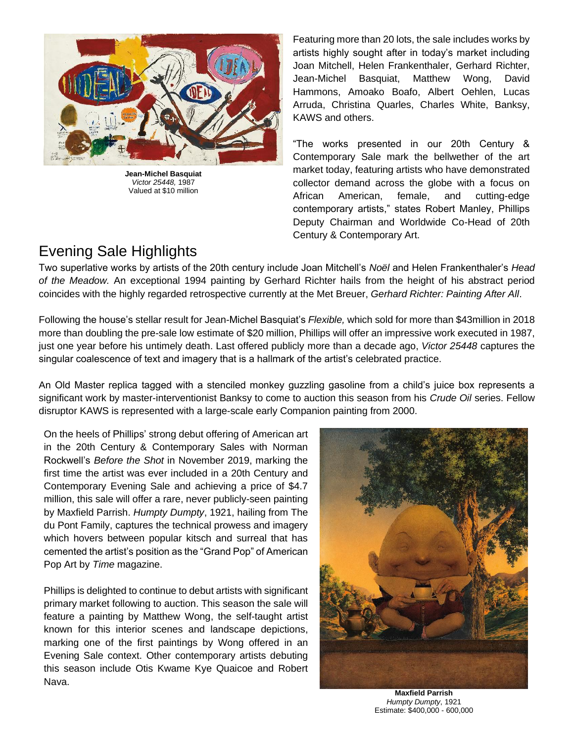Jean-Michel Basquiat
*Victor 25448,* 1987
Valued at $10 million

Featuring more than 20 lots, the sale includes works by artists highly sought after in today's market including Joan Mitchell, Helen Frankenthaler, Gerhard Richter, Jean-Michel Basquiat, Matthew Wong, David Hammons, Amoako Boafo, Albert Oehlen, Lucas Arruda, Christina Quarles, Charles White, Banksy, KAWS and others.

"The works presented in our 20th Century & Contemporary Sale mark the bellwether of the art market today, featuring artists who have demonstrated collector demand across the globe with a focus on African American, female, and cutting-edge contemporary artists," states Robert Manley, Phillips Deputy Chairman and Worldwide Co-Head of 20th Century & Contemporary Art.

## Evening Sale Highlights

Two superlative works by artists of the 20th century include Joan Mitchell's *Noël* and Helen Frankenthaler's *Head of the Meadow.* An exceptional 1994 painting by Gerhard Richter hails from the height of his abstract period coincides with the highly regarded retrospective currently at the Met Breuer, *Gerhard Richter: Painting After All*.

Following the house's stellar result for Jean-Michel Basquiat's *Flexible,* which sold for more than $43million in 2018 more than doubling the pre-sale low estimate of $20 million, Phillips will offer an impressive work executed in 1987, just one year before his untimely death. Last offered publicly more than a decade ago, *Victor 25448* captures the singular coalescence of text and imagery that is a hallmark of the artist's celebrated practice.

An Old Master replica tagged with a stenciled monkey guzzling gasoline from a child's juice box represents a significant work by master-interventionist Banksy to come to auction this season from his *Crude Oil* series. Fellow disruptor KAWS is represented with a large-scale early Companion painting from 2000.

On the heels of Phillips' strong debut offering of American art in the 20th Century & Contemporary Sales with Norman Rockwell's *Before the Shot* in November 2019, marking the first time the artist was ever included in a 20th Century and Contemporary Evening Sale and achieving a price of $4.7 million, this sale will offer a rare, never publicly-seen painting by Maxfield Parrish. *Humpty Dumpty*, 1921, hailing from The du Pont Family, captures the technical prowess and imagery which hovers between popular kitsch and surreal that has cemented the artist's position as the "Grand Pop" of American Pop Art by *Time* magazine.

Phillips is delighted to continue to debut artists with significant primary market following to auction. This season the sale will feature a painting by Matthew Wong, the self-taught artist known for this interior scenes and landscape depictions, marking one of the first paintings by Wong offered in an Evening Sale context. Other contemporary artists debuting this season include Otis Kwame Kye Quaicoe and Robert Nava.

Maxfield Parrish
*Humpty Dumpty*, 1921
Estimate: $400,000 - 600,000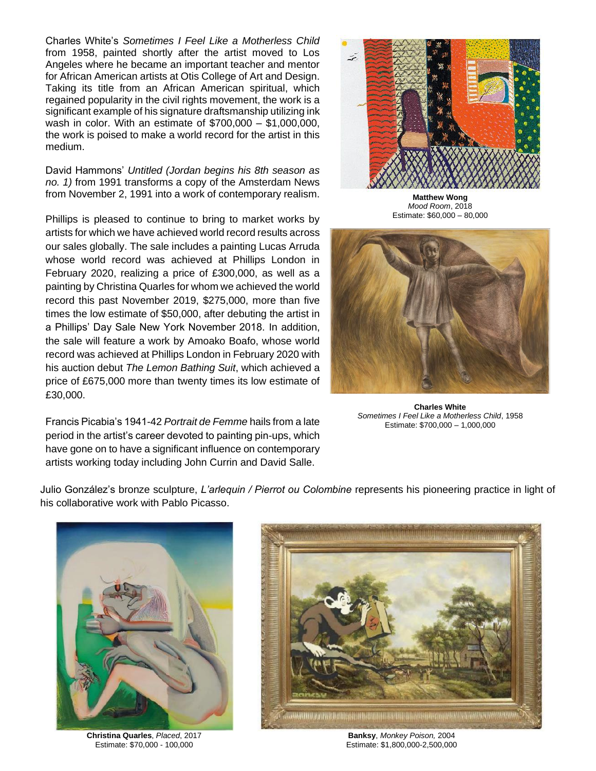Charles White's *Sometimes I Feel Like a Motherless Child* from 1958, painted shortly after the artist moved to Los Angeles where he became an important teacher and mentor for African American artists at Otis College of Art and Design. Taking its title from an African American spiritual, which regained popularity in the civil rights movement, the work is a significant example of his signature draftsmanship utilizing ink wash in color. With an estimate of $700,000 – $1,000,000, the work is poised to make a world record for the artist in this medium.

David Hammons' *Untitled (Jordan begins his 8th season as no. 1)* from 1991 transforms a copy of the Amsterdam News from November 2, 1991 into a work of contemporary realism.

Phillips is pleased to continue to bring to market works by artists for which we have achieved world record results across our sales globally. The sale includes a painting Lucas Arruda whose world record was achieved at Phillips London in February 2020, realizing a price of £300,000, as well as a painting by Christina Quarles for whom we achieved the world record this past November 2019, $275,000, more than five times the low estimate of $50,000, after debuting the artist in a Phillips' Day Sale New York November 2018. In addition, the sale will feature a work by Amoako Boafo, whose world record was achieved at Phillips London in February 2020 with his auction debut *The Lemon Bathing Suit*, which achieved a price of £675,000 more than twenty times its low estimate of £30,000.

Francis Picabia's 1941-42 *Portrait de Femme* hails from a late period in the artist's career devoted to painting pin-ups, which have gone on to have a significant influence on contemporary artists working today including John Currin and David Salle.

**Matthew Wong**
*Mood Room*, 2018
Estimate: $60,000 – 80,000

**Charles White**
*Sometimes I Feel Like a Motherless Child*, 1958
Estimate: $700,000 – 1,000,000

Julio González's bronze sculpture, *L'arlequin / Pierrot ou Colombine* represents his pioneering practice in light of his collaborative work with Pablo Picasso.

**Christina Quarles**, *Placed*, 2017
Estimate: $70,000 - 100,000

**Banksy**, *Monkey Poison,* 2004
Estimate: $1,800,000-2,500,000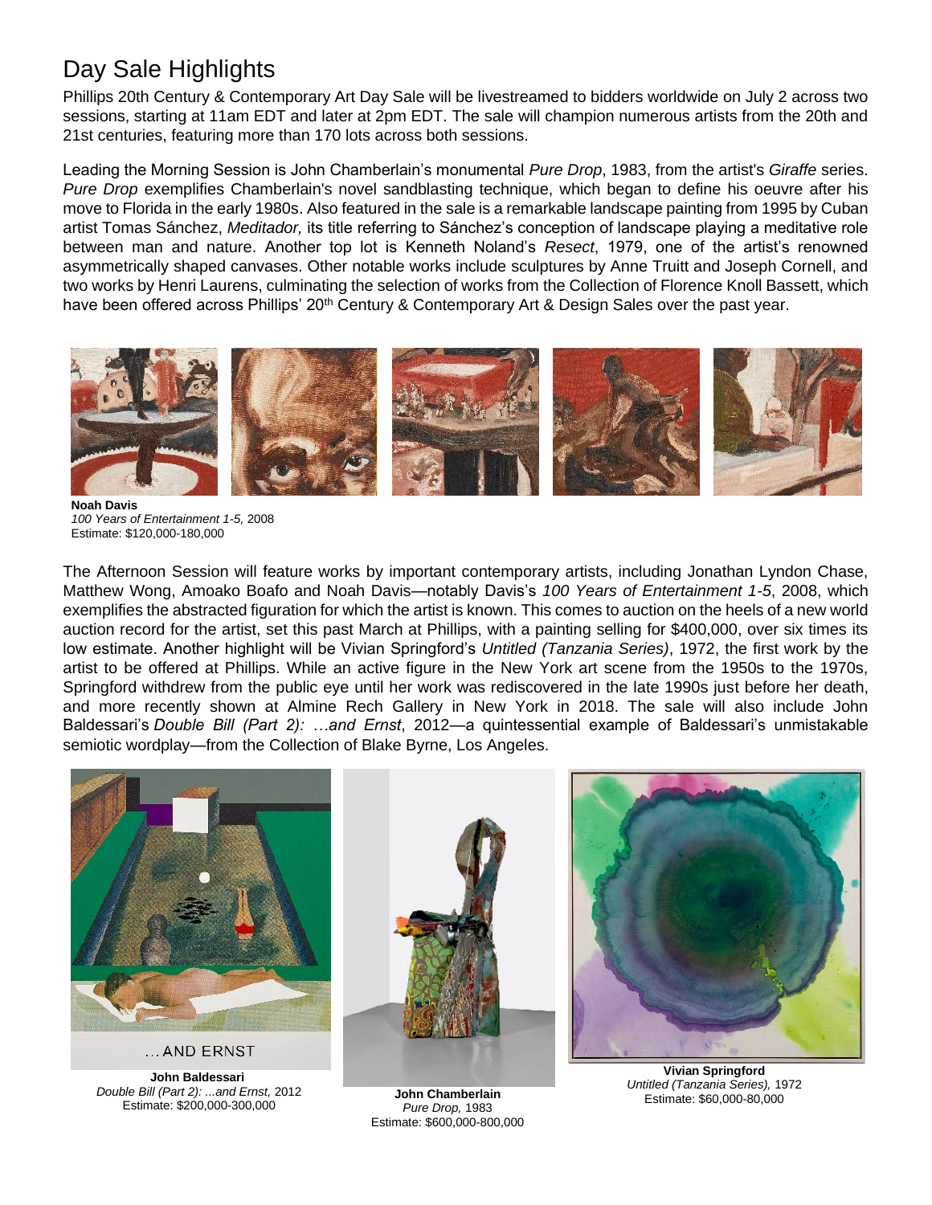## Day Sale Highlights

Phillips 20th Century & Contemporary Art Day Sale will be livestreamed to bidders worldwide on July 2 across two sessions, starting at 11am EDT and later at 2pm EDT. The sale will champion numerous artists from the 20th and 21st centuries, featuring more than 170 lots across both sessions.

Leading the Morning Session is John Chamberlain's monumental *Pure Drop*, 1983, from the artist's *Giraffe* series. *Pure Drop* exemplifies Chamberlain's novel sandblasting technique, which began to define his oeuvre after his move to Florida in the early 1980s. Also featured in the sale is a remarkable landscape painting from 1995 by Cuban artist Tomas Sánchez, *Meditador,* its title referring to Sánchez's conception of landscape playing a meditative role between man and nature. Another top lot is Kenneth Noland's *Resect*, 1979, one of the artist's renowned asymmetrically shaped canvases. Other notable works include sculptures by Anne Truitt and Joseph Cornell, and two works by Henri Laurens, culminating the selection of works from the Collection of Florence Knoll Bassett, which have been offered across Phillips' 20th Century & Contemporary Art & Design Sales over the past year.

**Noah Davis**
*100 Years of Entertainment 1-5,* 2008
Estimate: $120,000-180,000

The Afternoon Session will feature works by important contemporary artists, including Jonathan Lyndon Chase, Matthew Wong, Amoako Boafo and Noah Davis—notably Davis's *100 Years of Entertainment 1-5*, 2008, which exemplifies the abstracted figuration for which the artist is known. This comes to auction on the heels of a new world auction record for the artist, set this past March at Phillips, with a painting selling for $400,000, over six times its low estimate. Another highlight will be Vivian Springford's *Untitled (Tanzania Series)*, 1972, the first work by the artist to be offered at Phillips. While an active figure in the New York art scene from the 1950s to the 1970s, Springford withdrew from the public eye until her work was rediscovered in the late 1990s just before her death, and more recently shown at Almine Rech Gallery in New York in 2018. The sale will also include John Baldessari's *Double Bill (Part 2): …and Ernst*, 2012—a quintessential example of Baldessari's unmistakable semiotic wordplay—from the Collection of Blake Byrne, Los Angeles.

**John Baldessari**
*Double Bill (Part 2): ...and Ernst,* 2012
Estimate: $200,000-300,000

**John Chamberlain**
*Pure Drop,* 1983
Estimate: $600,000-800,000

**Vivian Springford**
*Untitled (Tanzania Series),* 1972
Estimate: $60,000-80,000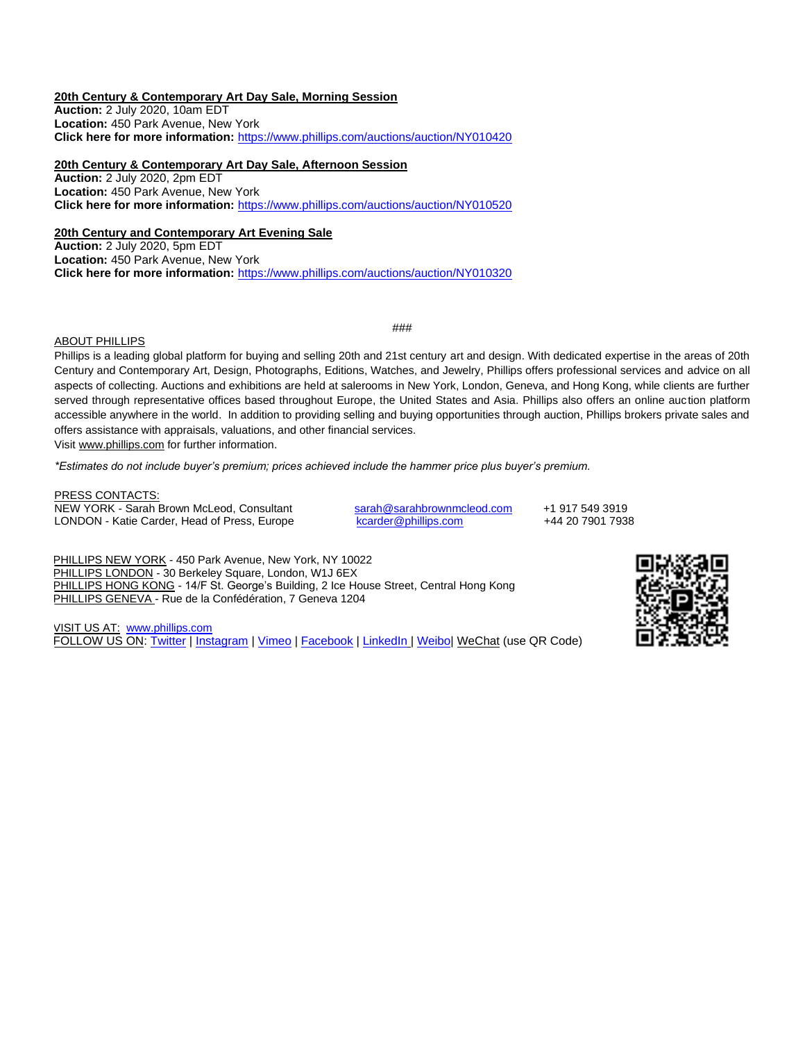**20th Century & Contemporary Art Day Sale, Morning Session**
**Auction:** 2 July 2020, 10am EDT
**Location:** 450 Park Avenue, New York
**Click here for more information:** https://www.phillips.com/auctions/auction/NY010420

**20th Century & Contemporary Art Day Sale, Afternoon Session**
**Auction:** 2 July 2020, 2pm EDT
**Location:** 450 Park Avenue, New York
**Click here for more information:** https://www.phillips.com/auctions/auction/NY010520

**20th Century and Contemporary Art Evening Sale**
**Auction:** 2 July 2020, 5pm EDT
**Location:** 450 Park Avenue, New York
**Click here for more information:** https://www.phillips.com/auctions/auction/NY010320

###

ABOUT PHILLIPS

Phillips is a leading global platform for buying and selling 20th and 21st century art and design. With dedicated expertise in the areas of 20th Century and Contemporary Art, Design, Photographs, Editions, Watches, and Jewelry, Phillips offers professional services and advice on all aspects of collecting. Auctions and exhibitions are held at salerooms in New York, London, Geneva, and Hong Kong, while clients are further served through representative offices based throughout Europe, the United States and Asia. Phillips also offers an online auction platform accessible anywhere in the world. In addition to providing selling and buying opportunities through auction, Phillips brokers private sales and offers assistance with appraisals, valuations, and other financial services.
Visit www.phillips.com for further information.

*\*Estimates do not include buyer's premium; prices achieved include the hammer price plus buyer's premium.*

PRESS CONTACTS:

| | | |
|---|---|---|
| NEW YORK - Sarah Brown McLeod, Consultant | sarah@sarahbrownmcleod.com | +1 917 549 3919 |
| LONDON - Katie Carder, Head of Press, Europe | kcarder@phillips.com | +44 20 7901 7938 |

PHILLIPS NEW YORK - 450 Park Avenue, New York, NY 10022
PHILLIPS LONDON - 30 Berkeley Square, London, W1J 6EX
PHILLIPS HONG KONG - 14/F St. George's Building, 2 Ice House Street, Central Hong Kong
PHILLIPS GENEVA - Rue de la Confédération, 7 Geneva 1204

VISIT US AT: www.phillips.com
FOLLOW US ON: Twitter | Instagram | Vimeo | Facebook | LinkedIn | Weibo| WeChat (use QR Code)